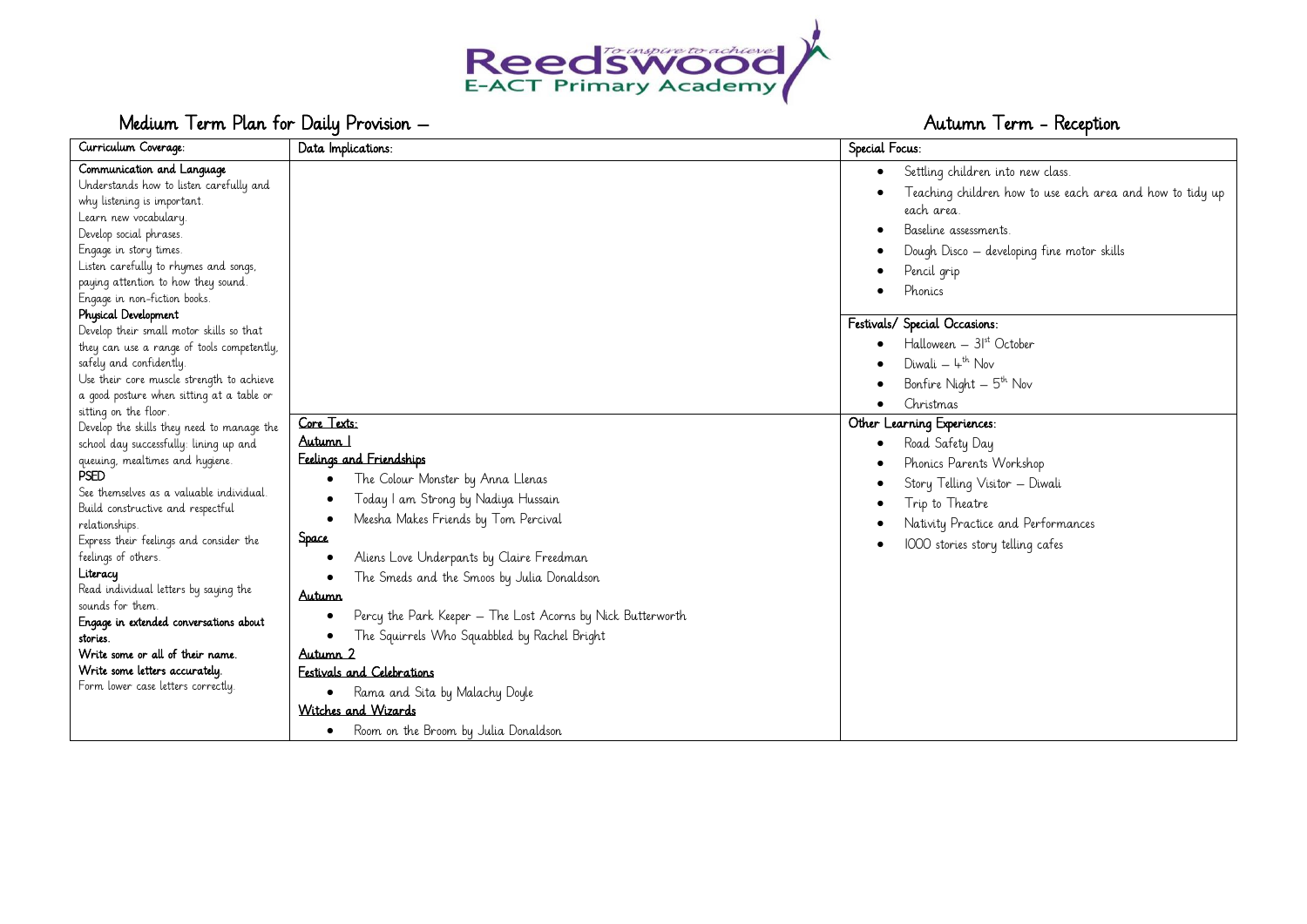Reedswood E-ACT Primary Academy — To inspire to achieve

## Medium Term Plan for Daily Provision – Autumn Term - Reception

| Curriculum Coverage: | Data Implications: | Special Focus: |
|---|---|---|
| **Communication and Language**<br>Understands how to listen carefully and why listening is important.<br>Learn new vocabulary.<br>Develop social phrases.<br>Engage in story times.<br>Listen carefully to rhymes and songs, paying attention to how they sound.<br>Engage in non-fiction books.<br>**Physical Development**<br>Develop their small motor skills so that they can use a range of tools competently, safely and confidently.<br>Use their core muscle strength to achieve a good posture when sitting at a table or sitting on the floor.<br>Develop the skills they need to manage the school day successfully: lining up and queuing, mealtimes and hygiene.<br>**PSED**<br>See themselves as a valuable individual.<br>Build constructive and respectful relationships.<br>Express their feelings and consider the feelings of others.<br>**Literacy**<br>Read individual letters by saying the sounds for them.<br>**Engage in extended conversations about stories.**<br>**Write some or all of their name.**<br>**Write some letters accurately.**<br>Form lower case letters correctly. | <br><br><br><br><br><br><br><br><br><br><br><br><br><br><br><br>**Core Texts:**<br>**Autumn 1**<br>**Feelings and Friendships**<br>• The Colour Monster by Anna Llenas<br>• Today I am Strong by Nadiya Hussain<br>• Meesha Makes Friends by Tom Percival<br>**Space**<br>• Aliens Love Underpants by Claire Freedman<br>• The Smeds and the Smoos by Julia Donaldson<br>**Autumn**<br>• Percy the Park Keeper – The Lost Acorns by Nick Butterworth<br>• The Squirrels Who Squabbled by Rachel Bright<br>**Autumn 2**<br>**Festivals and Celebrations**<br>• Rama and Sita by Malachy Doyle<br>**Witches and Wizards**<br>• Room on the Broom by Julia Donaldson | • Settling children into new class.<br>• Teaching children how to use each area and how to tidy up each area.<br>• Baseline assessments.<br>• Dough Disco – developing fine motor skills<br>• Pencil grip<br>• Phonics<br><br>**Festivals/ Special Occasions:**<br>• Halloween – 31st October<br>• Diwali – 4th Nov<br>• Bonfire Night – 5th Nov<br>• Christmas<br><br>**Other Learning Experiences:**<br>• Road Safety Day<br>• Phonics Parents Workshop<br>• Story Telling Visitor – Diwali<br>• Trip to Theatre<br>• Nativity Practice and Performances<br>• 1000 stories story telling cafes |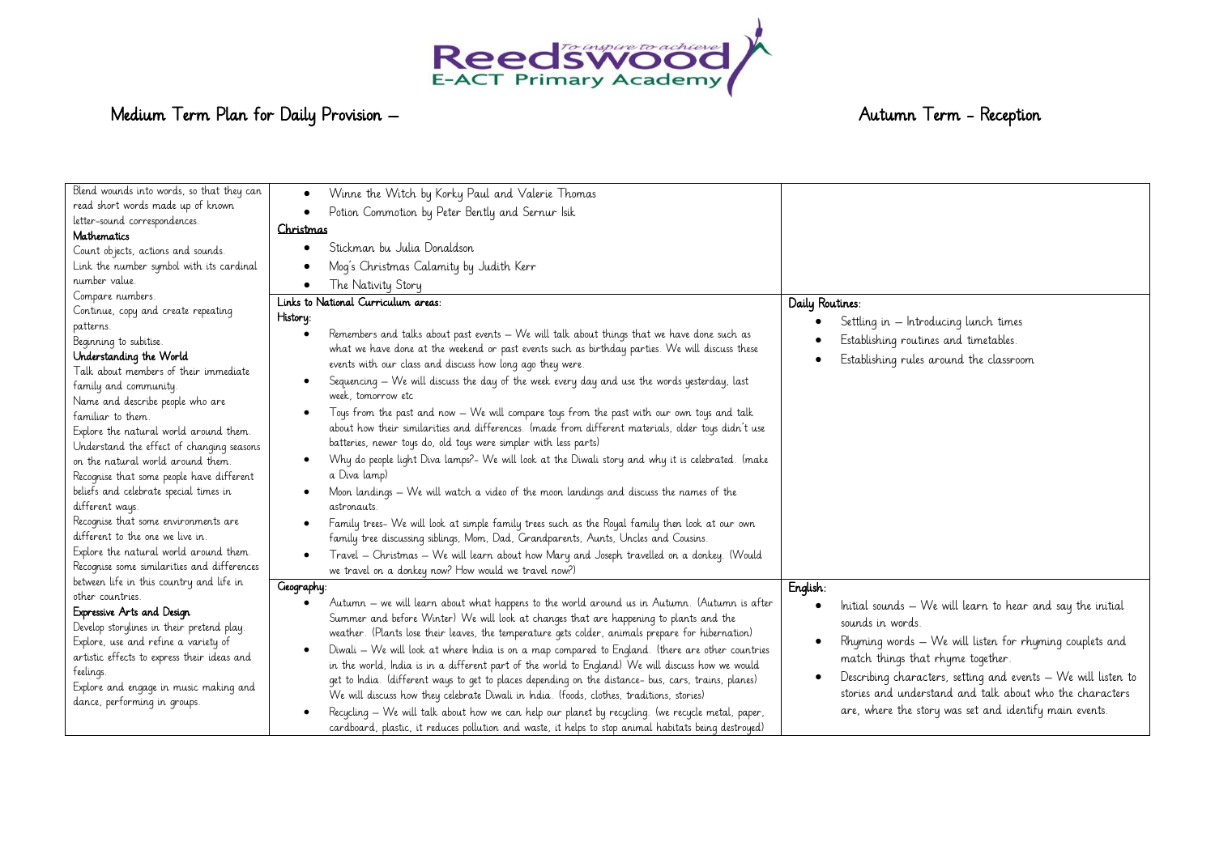# Medium Term Plan for Daily Provision – Autumn Term - Reception

| | | |
|---|---|---|
| Blend wounds into words, so that they can read short words made up of known letter-sound correspondences.<br>**Mathematics**<br>Count objects, actions and sounds.<br>Link the number symbol with its cardinal number value.<br>Compare numbers.<br>Continue, copy and create repeating patterns.<br>Beginning to subitise.<br>**Understanding the World**<br>Talk about members of their immediate family and community.<br>Name and describe people who are familiar to them.<br>Explore the natural world around them.<br>Understand the effect of changing seasons on the natural world around them.<br>Recognise that some people have different beliefs and celebrate special times in different ways.<br>Recognise that some environments are different to the one we live in.<br>Explore the natural world around them.<br>Recognise some similarities and differences between life in this country and life in other countries.<br>**Expressive Arts and Design**<br>Develop storylines in their pretend play.<br>Explore, use and refine a variety of artistic effects to express their ideas and feelings.<br>Explore and engage in music making and dance, performing in groups. | • Winne the Witch by Korky Paul and Valerie Thomas<br>• Potion Commotion by Peter Bently and Sernur Isik<br>Christmas<br>• Stickman bu Julia Donaldson<br>• Mog's Christmas Calamity by Judith Kerr<br>• The Nativity Story | |
| | Links to National Curriculum areas:<br>History:<br>• Remembers and talks about past events – We will talk about things that we have done such as what we have done at the weekend or past events such as birthday parties. We will discuss these events with our class and discuss how long ago they were.<br>• Sequencing – We will discuss the day of the week every day and use the words yesterday, last week, tomorrow etc<br>• Toys from the past and now – We will compare toys from the past with our own toys and talk about how their similarities and differences. (made from different materials, older toys didn't use batteries, newer toys do, old toys were simpler with less parts)<br>• Why do people light Diva lamps?- We will look at the Diwali story and why it is celebrated. (make a Diva lamp)<br>• Moon landings – We will watch a video of the moon landings and discuss the names of the astronauts.<br>• Family trees- We will look at simple family trees such as the Royal family then look at our own family tree discussing siblings, Mom, Dad, Grandparents, Aunts, Uncles and Cousins.<br>• Travel – Christmas – We will learn about how Mary and Joseph travelled on a donkey. (Would we travel on a donkey now? How would we travel now?) | Daily Routines:<br>• Settling in – Introducing lunch times<br>• Establishing routines and timetables.<br>• Establishing rules around the classroom |
| | Geography:<br>• Autumn – we will learn about what happens to the world around us in Autumn. (Autumn is after Summer and before Winter) We will look at changes that are happening to plants and the weather. (Plants lose their leaves, the temperature gets colder, animals prepare for hibernation)<br>• Diwali – We will look at where India is on a map compared to England. (there are other countries in the world, India is in a different part of the world to England) We will discuss how we would get to India. (different ways to get to places depending on the distance- bus, cars, trains, planes) We will discuss how they celebrate Diwali in India. (foods, clothes, traditions, stories)<br>• Recycling – We will talk about how we can help our planet by recycling. (we recycle metal, paper, cardboard, plastic, it reduces pollution and waste, it helps to stop animal habitats being destroyed) | English:<br>• Initial sounds – We will learn to hear and say the initial sounds in words.<br>• Rhyming words – We will listen for rhyming couplets and match things that rhyme together.<br>• Describing characters, setting and events – We will listen to stories and understand and talk about who the characters are, where the story was set and identify main events. |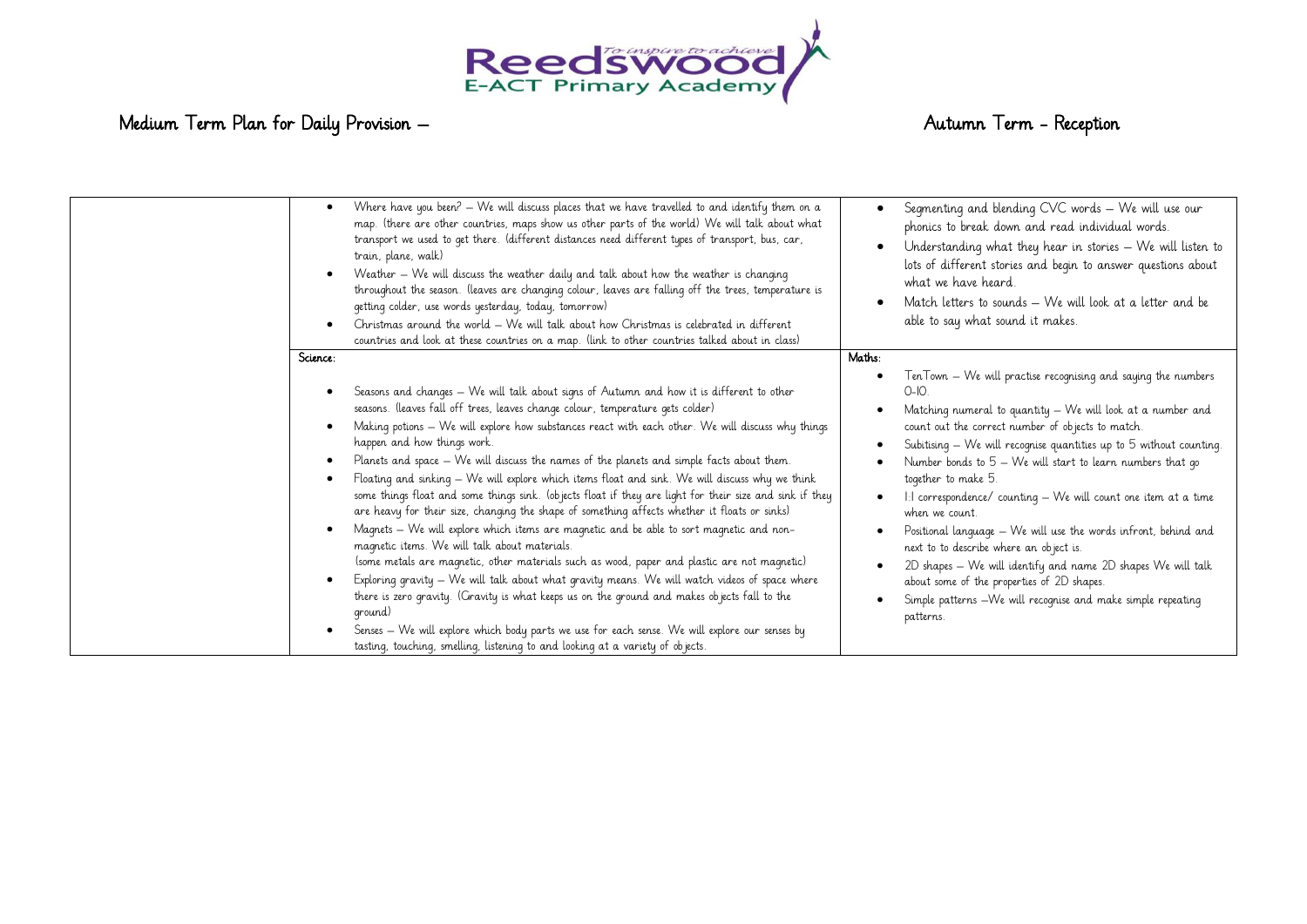Medium Term Plan for Daily Provision – Autumn Term - Reception

| | | |
|---|---|---|
| | • Where have you been? – We will discuss places that we have travelled to and identify them on a map. (there are other countries, maps show us other parts of the world) We will talk about what transport we used to get there. (different distances need different types of transport, bus, car, train, plane, walk)<br>• Weather – We will discuss the weather daily and talk about how the weather is changing throughout the season. (leaves are changing colour, leaves are falling off the trees, temperature is getting colder, use words yesterday, today, tomorrow)<br>• Christmas around the world – We will talk about how Christmas is celebrated in different countries and look at these countries on a map. (link to other countries talked about in class) | • Segmenting and blending CVC words – We will use our phonics to break down and read individual words.<br>• Understanding what they hear in stories – We will listen to lots of different stories and begin to answer questions about what we have heard.<br>• Match letters to sounds – We will look at a letter and be able to say what sound it makes. |
| | Science:<br><br>• Seasons and changes – We will talk about signs of Autumn and how it is different to other seasons. (leaves fall off trees, leaves change colour, temperature gets colder)<br>• Making potions – We will explore how substances react with each other. We will discuss why things happen and how things work.<br>• Planets and space – We will discuss the names of the planets and simple facts about them.<br>• Floating and sinking – We will explore which items float and sink. We will discuss why we think some things float and some things sink. (objects float if they are light for their size and sink if they are heavy for their size, changing the shape of something affects whether it floats or sinks)<br>• Magnets – We will explore which items are magnetic and be able to sort magnetic and non-magnetic items. We will talk about materials. (some metals are magnetic, other materials such as wood, paper and plastic are not magnetic)<br>• Exploring gravity – We will talk about what gravity means. We will watch videos of space where there is zero gravity. (Gravity is what keeps us on the ground and makes objects fall to the ground)<br>• Senses – We will explore which body parts we use for each sense. We will explore our senses by tasting, touching, smelling, listening to and looking at a variety of objects. | Maths:<br><br>• TenTown – We will practise recognising and saying the numbers 0-10.<br>• Matching numeral to quantity – We will look at a number and count out the correct number of objects to match.<br>• Subitising – We will recognise quantities up to 5 without counting.<br>• Number bonds to 5 – We will start to learn numbers that go together to make 5.<br>• 1:1 correspondence/ counting – We will count one item at a time when we count.<br>• Positional language – We will use the words infront, behind and next to to describe where an object is.<br>• 2D shapes – We will identify and name 2D shapes We will talk about some of the properties of 2D shapes.<br>• Simple patterns –We will recognise and make simple repeating patterns. |